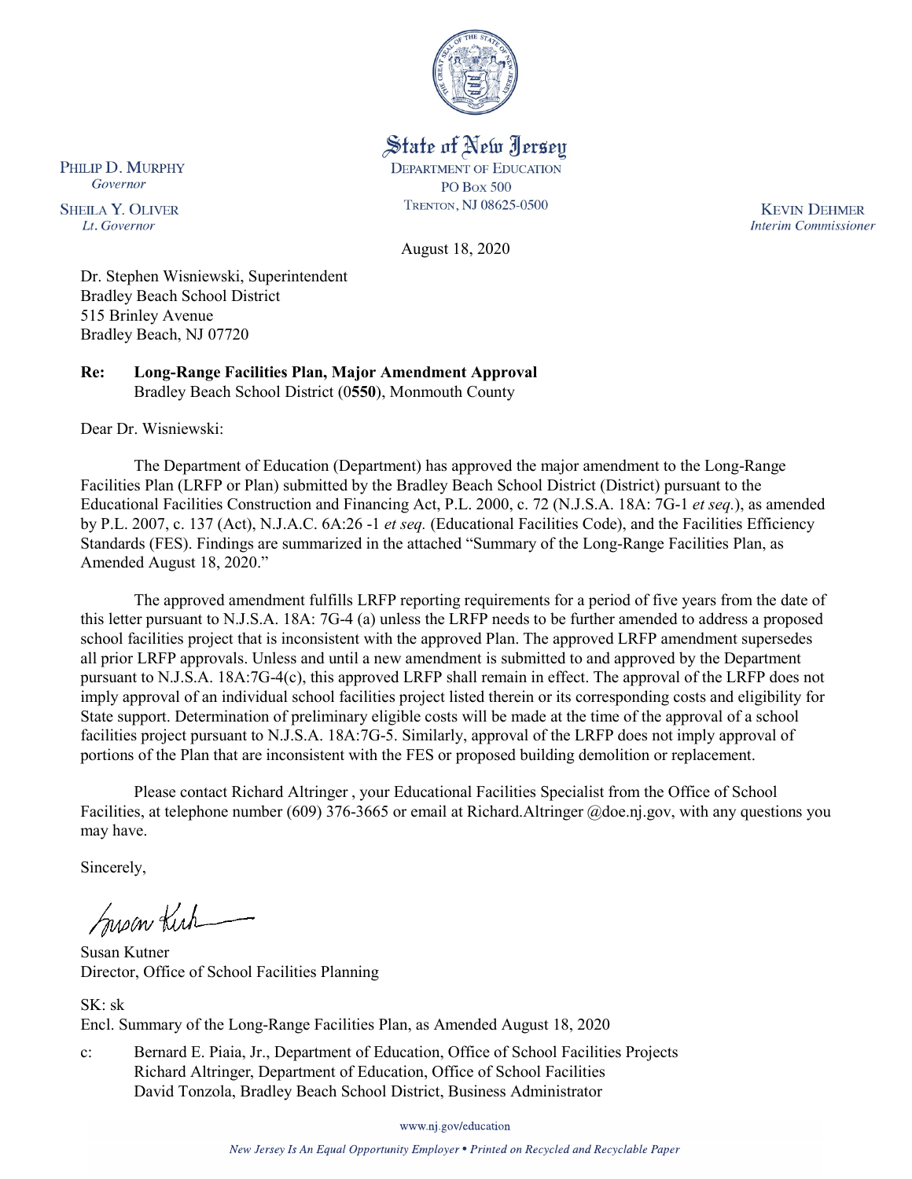**State of New Jersey**
DEPARTMENT OF EDUCATION
PO BOX 500
TRENTON, NJ 08625-0500

PHILIP D. MURPHY
*Governor*

SHEILA Y. OLIVER
*Lt. Governor*

KEVIN DEHMER
*Interim Commissioner*

August 18, 2020

Dr. Stephen Wisniewski, Superintendent
Bradley Beach School District
515 Brinley Avenue
Bradley Beach, NJ 07720

**Re: Long-Range Facilities Plan, Major Amendment Approval**
Bradley Beach School District (0**550**), Monmouth County

Dear Dr. Wisniewski:

The Department of Education (Department) has approved the major amendment to the Long-Range Facilities Plan (LRFP or Plan) submitted by the Bradley Beach School District (District) pursuant to the Educational Facilities Construction and Financing Act, P.L. 2000, c. 72 (N.J.S.A. 18A: 7G-1 *et seq.*), as amended by P.L. 2007, c. 137 (Act), N.J.A.C. 6A:26 -1 *et seq.* (Educational Facilities Code), and the Facilities Efficiency Standards (FES). Findings are summarized in the attached "Summary of the Long-Range Facilities Plan, as Amended August 18, 2020."

The approved amendment fulfills LRFP reporting requirements for a period of five years from the date of this letter pursuant to N.J.S.A. 18A: 7G-4 (a) unless the LRFP needs to be further amended to address a proposed school facilities project that is inconsistent with the approved Plan. The approved LRFP amendment supersedes all prior LRFP approvals. Unless and until a new amendment is submitted to and approved by the Department pursuant to N.J.S.A. 18A:7G-4(c), this approved LRFP shall remain in effect. The approval of the LRFP does not imply approval of an individual school facilities project listed therein or its corresponding costs and eligibility for State support. Determination of preliminary eligible costs will be made at the time of the approval of a school facilities project pursuant to N.J.S.A. 18A:7G-5. Similarly, approval of the LRFP does not imply approval of portions of the Plan that are inconsistent with the FES or proposed building demolition or replacement.

Please contact Richard Altringer , your Educational Facilities Specialist from the Office of School Facilities, at telephone number (609) 376-3665 or email at Richard.Altringer @doe.nj.gov, with any questions you may have.

Sincerely,

Susan Kutner
Director, Office of School Facilities Planning

SK: sk
Encl. Summary of the Long-Range Facilities Plan, as Amended August 18, 2020

c: Bernard E. Piaia, Jr., Department of Education, Office of School Facilities Projects
Richard Altringer, Department of Education, Office of School Facilities
David Tonzola, Bradley Beach School District, Business Administrator

www.nj.gov/education

*New Jersey Is An Equal Opportunity Employer • Printed on Recycled and Recyclable Paper*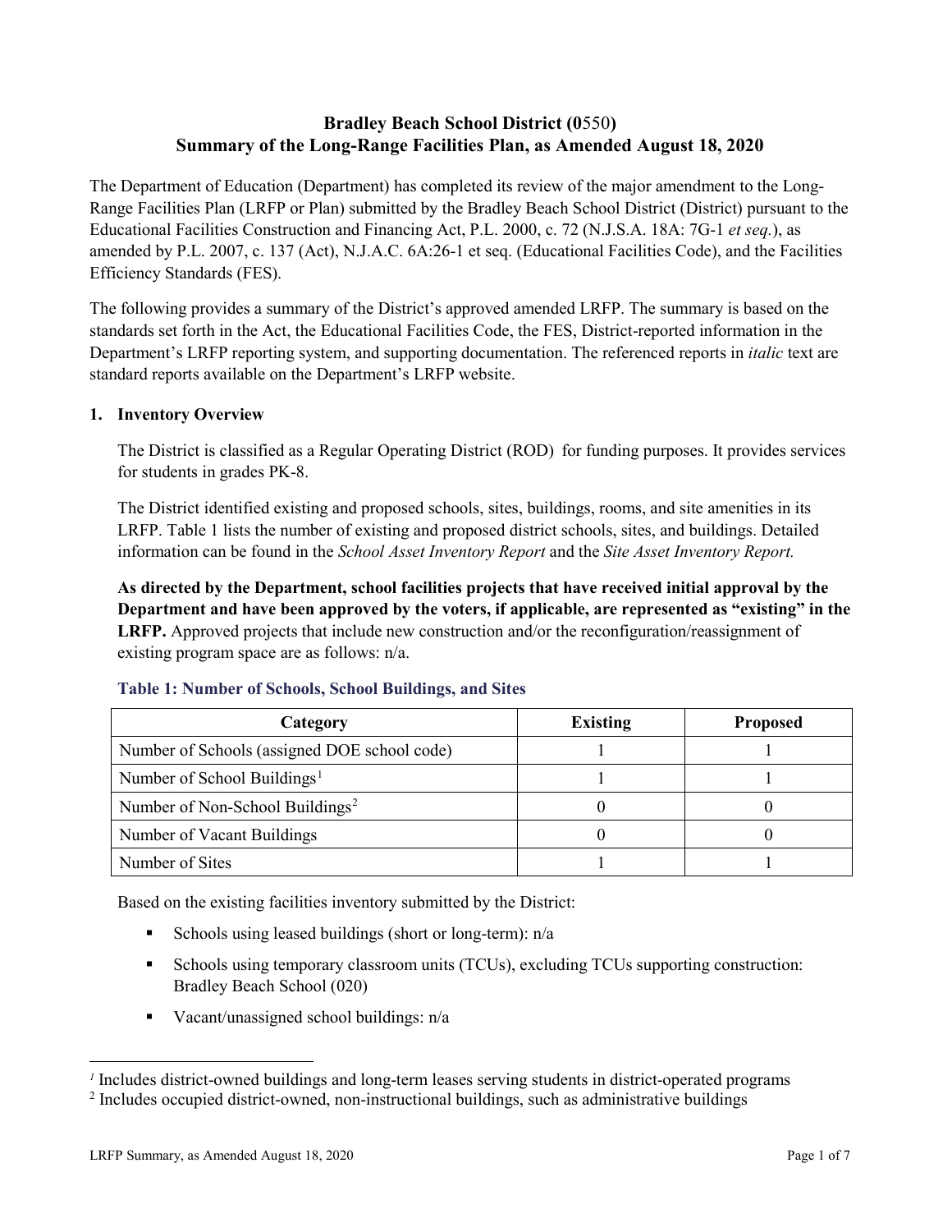**Bradley Beach School District (0550)**
**Summary of the Long-Range Facilities Plan, as Amended August 18, 2020**

The Department of Education (Department) has completed its review of the major amendment to the Long-Range Facilities Plan (LRFP or Plan) submitted by the Bradley Beach School District (District) pursuant to the Educational Facilities Construction and Financing Act, P.L. 2000, c. 72 (N.J.S.A. 18A: 7G-1 *et seq.*), as amended by P.L. 2007, c. 137 (Act), N.J.A.C. 6A:26-1 et seq. (Educational Facilities Code), and the Facilities Efficiency Standards (FES).

The following provides a summary of the District's approved amended LRFP. The summary is based on the standards set forth in the Act, the Educational Facilities Code, the FES, District-reported information in the Department's LRFP reporting system, and supporting documentation. The referenced reports in *italic* text are standard reports available on the Department's LRFP website.

## 1. Inventory Overview

The District is classified as a Regular Operating District (ROD) for funding purposes. It provides services for students in grades PK-8.

The District identified existing and proposed schools, sites, buildings, rooms, and site amenities in its LRFP. Table 1 lists the number of existing and proposed district schools, sites, and buildings. Detailed information can be found in the *School Asset Inventory Report* and the *Site Asset Inventory Report.*

**As directed by the Department, school facilities projects that have received initial approval by the Department and have been approved by the voters, if applicable, are represented as "existing" in the LRFP.** Approved projects that include new construction and/or the reconfiguration/reassignment of existing program space are as follows: n/a.

### Table 1: Number of Schools, School Buildings, and Sites

| Category | Existing | Proposed |
|---|---|---|
| Number of Schools (assigned DOE school code) | 1 | 1 |
| Number of School Buildings[1] | 1 | 1 |
| Number of Non-School Buildings[2] | 0 | 0 |
| Number of Vacant Buildings | 0 | 0 |
| Number of Sites | 1 | 1 |

Based on the existing facilities inventory submitted by the District:

- Schools using leased buildings (short or long-term): n/a
- Schools using temporary classroom units (TCUs), excluding TCUs supporting construction: Bradley Beach School (020)
- Vacant/unassigned school buildings: n/a

[1] Includes district-owned buildings and long-term leases serving students in district-operated programs
[2] Includes occupied district-owned, non-instructional buildings, such as administrative buildings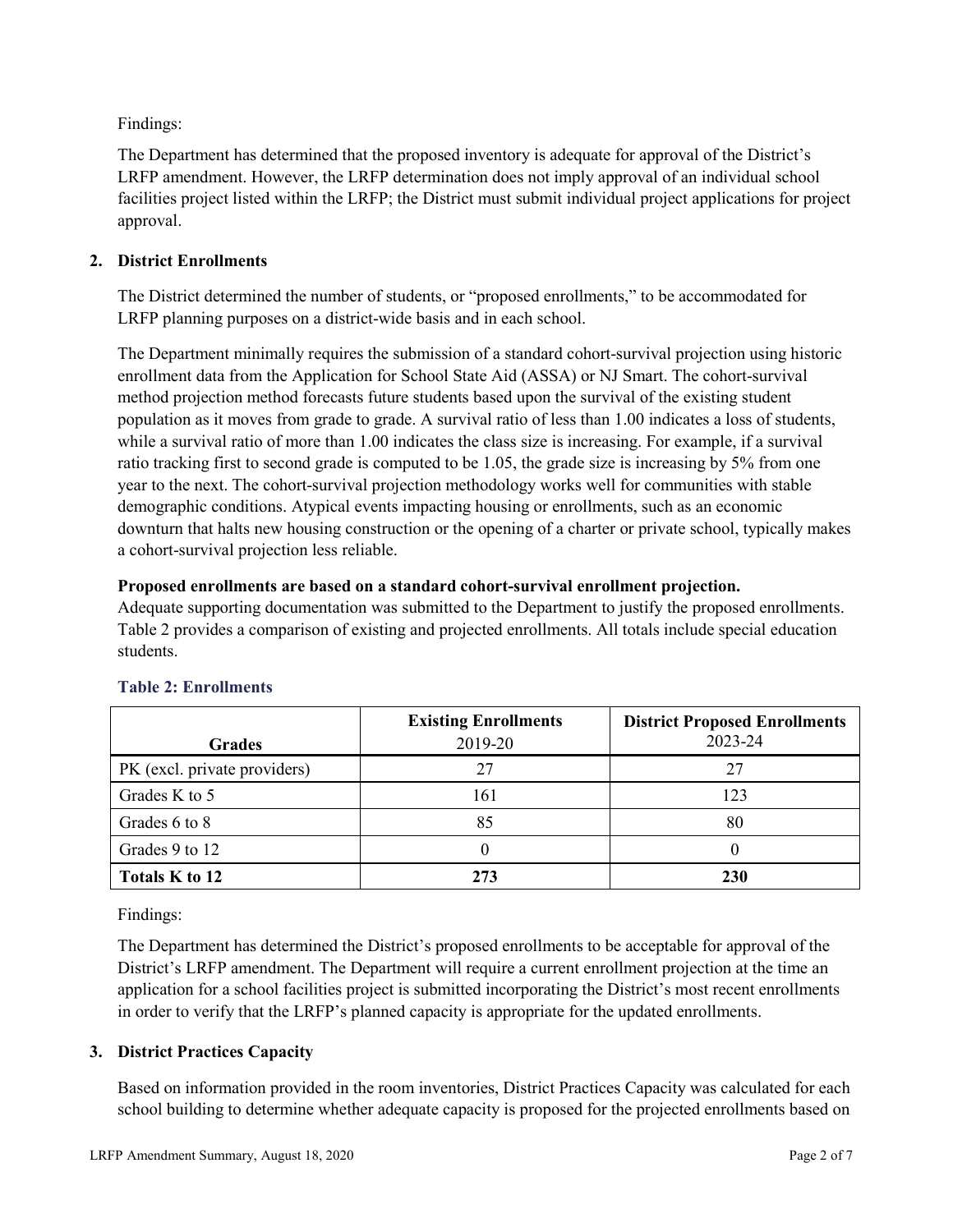Findings:

The Department has determined that the proposed inventory is adequate for approval of the District's LRFP amendment. However, the LRFP determination does not imply approval of an individual school facilities project listed within the LRFP; the District must submit individual project applications for project approval.

## 2. District Enrollments

The District determined the number of students, or "proposed enrollments," to be accommodated for LRFP planning purposes on a district-wide basis and in each school.

The Department minimally requires the submission of a standard cohort-survival projection using historic enrollment data from the Application for School State Aid (ASSA) or NJ Smart. The cohort-survival method projection method forecasts future students based upon the survival of the existing student population as it moves from grade to grade. A survival ratio of less than 1.00 indicates a loss of students, while a survival ratio of more than 1.00 indicates the class size is increasing. For example, if a survival ratio tracking first to second grade is computed to be 1.05, the grade size is increasing by 5% from one year to the next. The cohort-survival projection methodology works well for communities with stable demographic conditions. Atypical events impacting housing or enrollments, such as an economic downturn that halts new housing construction or the opening of a charter or private school, typically makes a cohort-survival projection less reliable.

**Proposed enrollments are based on a standard cohort-survival enrollment projection.**
Adequate supporting documentation was submitted to the Department to justify the proposed enrollments. Table 2 provides a comparison of existing and projected enrollments. All totals include special education students.

**Table 2: Enrollments**

| Grades | **Existing Enrollments** 2019-20 | **District Proposed Enrollments** 2023-24 |
|---|---|---|
| PK (excl. private providers) | 27 | 27 |
| Grades K to 5 | 161 | 123 |
| Grades 6 to 8 | 85 | 80 |
| Grades 9 to 12 | 0 | 0 |
| **Totals K to 12** | **273** | **230** |

Findings:

The Department has determined the District's proposed enrollments to be acceptable for approval of the District's LRFP amendment. The Department will require a current enrollment projection at the time an application for a school facilities project is submitted incorporating the District's most recent enrollments in order to verify that the LRFP's planned capacity is appropriate for the updated enrollments.

## 3. District Practices Capacity

Based on information provided in the room inventories, District Practices Capacity was calculated for each school building to determine whether adequate capacity is proposed for the projected enrollments based on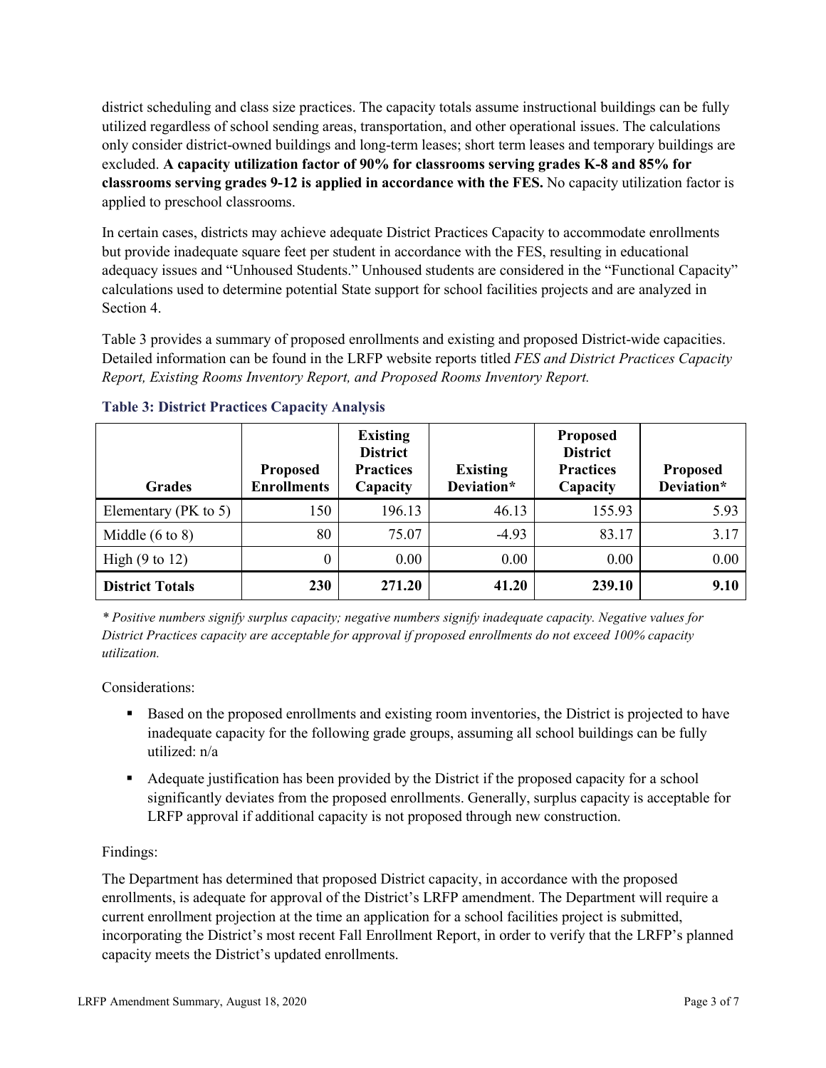district scheduling and class size practices. The capacity totals assume instructional buildings can be fully utilized regardless of school sending areas, transportation, and other operational issues. The calculations only consider district-owned buildings and long-term leases; short term leases and temporary buildings are excluded. **A capacity utilization factor of 90% for classrooms serving grades K-8 and 85% for classrooms serving grades 9-12 is applied in accordance with the FES.** No capacity utilization factor is applied to preschool classrooms.

In certain cases, districts may achieve adequate District Practices Capacity to accommodate enrollments but provide inadequate square feet per student in accordance with the FES, resulting in educational adequacy issues and "Unhoused Students." Unhoused students are considered in the "Functional Capacity" calculations used to determine potential State support for school facilities projects and are analyzed in Section 4.

Table 3 provides a summary of proposed enrollments and existing and proposed District-wide capacities. Detailed information can be found in the LRFP website reports titled *FES and District Practices Capacity Report, Existing Rooms Inventory Report, and Proposed Rooms Inventory Report.*

### Table 3: District Practices Capacity Analysis

| Grades | Proposed Enrollments | Existing District Practices Capacity | Existing Deviation* | Proposed District Practices Capacity | Proposed Deviation* |
|---|---|---|---|---|---|
| Elementary (PK to 5) | 150 | 196.13 | 46.13 | 155.93 | 5.93 |
| Middle (6 to 8) | 80 | 75.07 | -4.93 | 83.17 | 3.17 |
| High (9 to 12) | 0 | 0.00 | 0.00 | 0.00 | 0.00 |
| **District Totals** | **230** | **271.20** | **41.20** | **239.10** | **9.10** |

*\* Positive numbers signify surplus capacity; negative numbers signify inadequate capacity. Negative values for District Practices capacity are acceptable for approval if proposed enrollments do not exceed 100% capacity utilization.*

Considerations:

- Based on the proposed enrollments and existing room inventories, the District is projected to have inadequate capacity for the following grade groups, assuming all school buildings can be fully utilized: n/a
- Adequate justification has been provided by the District if the proposed capacity for a school significantly deviates from the proposed enrollments. Generally, surplus capacity is acceptable for LRFP approval if additional capacity is not proposed through new construction.

Findings:

The Department has determined that proposed District capacity, in accordance with the proposed enrollments, is adequate for approval of the District's LRFP amendment. The Department will require a current enrollment projection at the time an application for a school facilities project is submitted, incorporating the District's most recent Fall Enrollment Report, in order to verify that the LRFP's planned capacity meets the District's updated enrollments.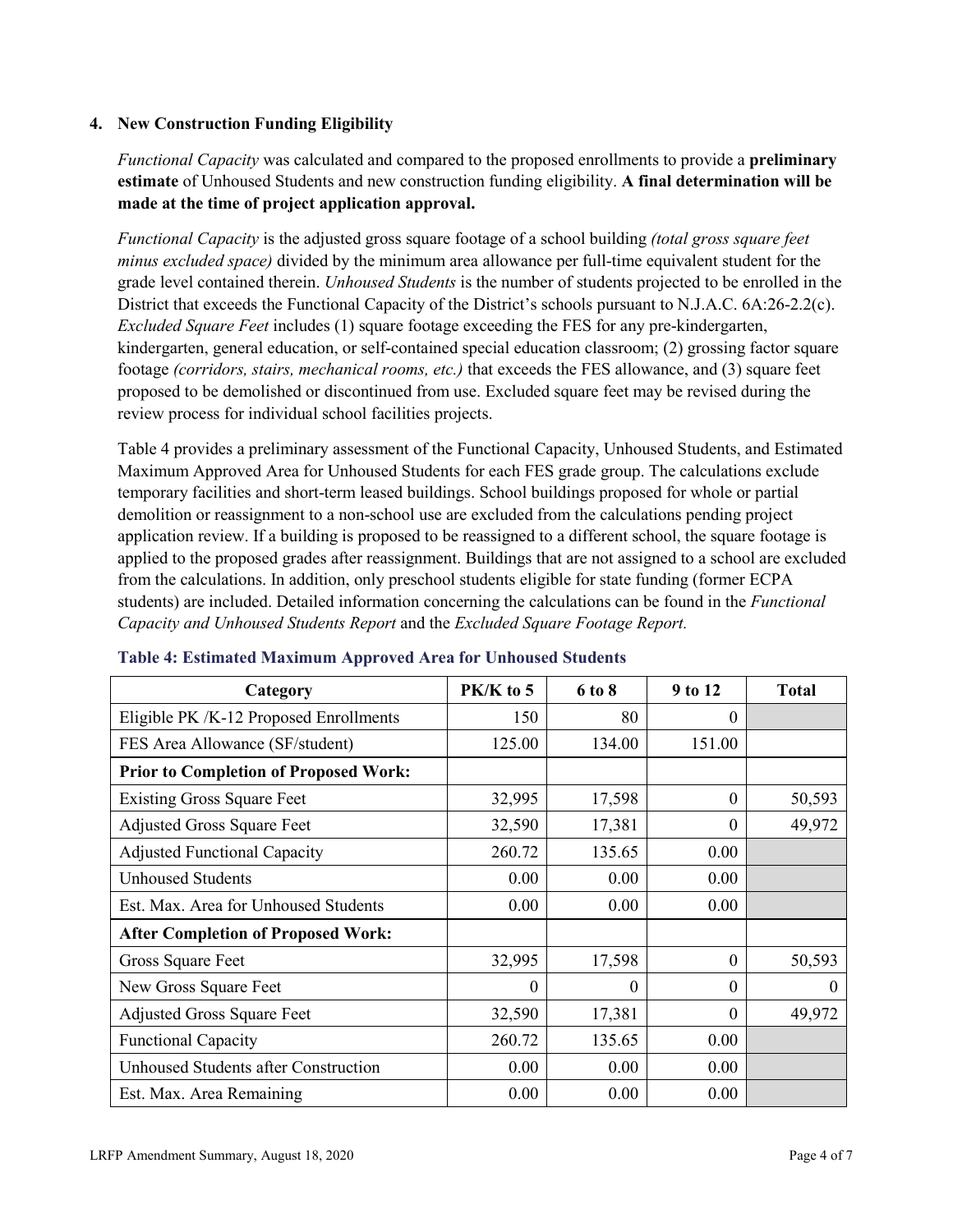### 4. New Construction Funding Eligibility

*Functional Capacity* was calculated and compared to the proposed enrollments to provide a **preliminary estimate** of Unhoused Students and new construction funding eligibility. **A final determination will be made at the time of project application approval.**

*Functional Capacity* is the adjusted gross square footage of a school building *(total gross square feet minus excluded space)* divided by the minimum area allowance per full-time equivalent student for the grade level contained therein. *Unhoused Students* is the number of students projected to be enrolled in the District that exceeds the Functional Capacity of the District's schools pursuant to N.J.A.C. 6A:26-2.2(c). *Excluded Square Feet* includes (1) square footage exceeding the FES for any pre-kindergarten, kindergarten, general education, or self-contained special education classroom; (2) grossing factor square footage *(corridors, stairs, mechanical rooms, etc.)* that exceeds the FES allowance, and (3) square feet proposed to be demolished or discontinued from use. Excluded square feet may be revised during the review process for individual school facilities projects.

Table 4 provides a preliminary assessment of the Functional Capacity, Unhoused Students, and Estimated Maximum Approved Area for Unhoused Students for each FES grade group. The calculations exclude temporary facilities and short-term leased buildings. School buildings proposed for whole or partial demolition or reassignment to a non-school use are excluded from the calculations pending project application review. If a building is proposed to be reassigned to a different school, the square footage is applied to the proposed grades after reassignment. Buildings that are not assigned to a school are excluded from the calculations. In addition, only preschool students eligible for state funding (former ECPA students) are included. Detailed information concerning the calculations can be found in the *Functional Capacity and Unhoused Students Report* and the *Excluded Square Footage Report.*

**Table 4: Estimated Maximum Approved Area for Unhoused Students**

| Category | PK/K to 5 | 6 to 8 | 9 to 12 | Total |
|---|---|---|---|---|
| Eligible PK /K-12 Proposed Enrollments | 150 | 80 | 0 | |
| FES Area Allowance (SF/student) | 125.00 | 134.00 | 151.00 | |
| **Prior to Completion of Proposed Work:** | | | | |
| Existing Gross Square Feet | 32,995 | 17,598 | 0 | 50,593 |
| Adjusted Gross Square Feet | 32,590 | 17,381 | 0 | 49,972 |
| Adjusted Functional Capacity | 260.72 | 135.65 | 0.00 | |
| Unhoused Students | 0.00 | 0.00 | 0.00 | |
| Est. Max. Area for Unhoused Students | 0.00 | 0.00 | 0.00 | |
| **After Completion of Proposed Work:** | | | | |
| Gross Square Feet | 32,995 | 17,598 | 0 | 50,593 |
| New Gross Square Feet | 0 | 0 | 0 | 0 |
| Adjusted Gross Square Feet | 32,590 | 17,381 | 0 | 49,972 |
| Functional Capacity | 260.72 | 135.65 | 0.00 | |
| Unhoused Students after Construction | 0.00 | 0.00 | 0.00 | |
| Est. Max. Area Remaining | 0.00 | 0.00 | 0.00 | |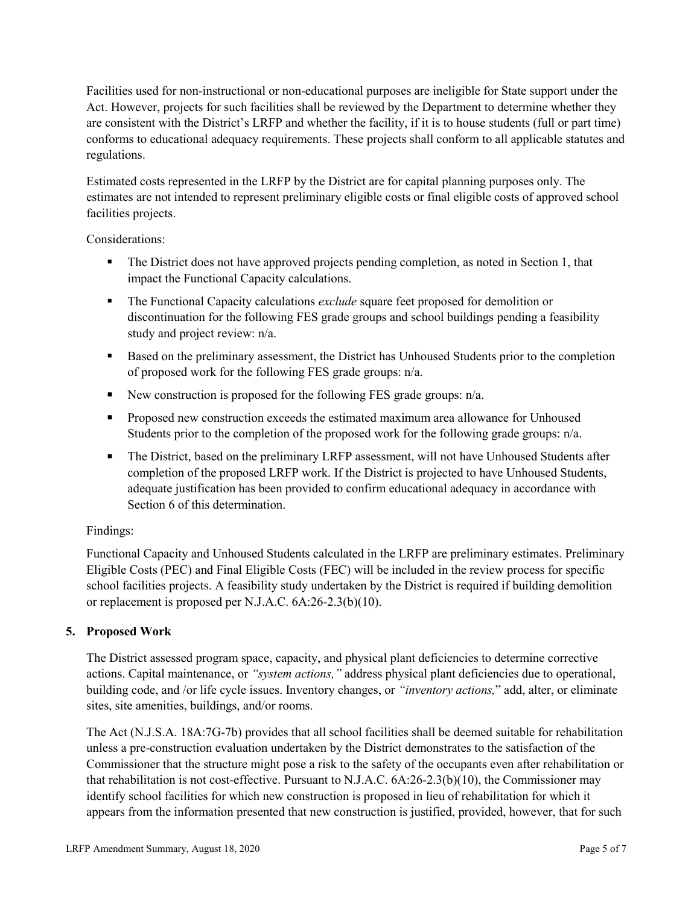Facilities used for non-instructional or non-educational purposes are ineligible for State support under the Act. However, projects for such facilities shall be reviewed by the Department to determine whether they are consistent with the District's LRFP and whether the facility, if it is to house students (full or part time) conforms to educational adequacy requirements. These projects shall conform to all applicable statutes and regulations.

Estimated costs represented in the LRFP by the District are for capital planning purposes only. The estimates are not intended to represent preliminary eligible costs or final eligible costs of approved school facilities projects.

Considerations:

- The District does not have approved projects pending completion, as noted in Section 1, that impact the Functional Capacity calculations.
- The Functional Capacity calculations *exclude* square feet proposed for demolition or discontinuation for the following FES grade groups and school buildings pending a feasibility study and project review: n/a.
- Based on the preliminary assessment, the District has Unhoused Students prior to the completion of proposed work for the following FES grade groups: n/a.
- New construction is proposed for the following FES grade groups: n/a.
- Proposed new construction exceeds the estimated maximum area allowance for Unhoused Students prior to the completion of the proposed work for the following grade groups: n/a.
- The District, based on the preliminary LRFP assessment, will not have Unhoused Students after completion of the proposed LRFP work. If the District is projected to have Unhoused Students, adequate justification has been provided to confirm educational adequacy in accordance with Section 6 of this determination.

Findings:

Functional Capacity and Unhoused Students calculated in the LRFP are preliminary estimates. Preliminary Eligible Costs (PEC) and Final Eligible Costs (FEC) will be included in the review process for specific school facilities projects. A feasibility study undertaken by the District is required if building demolition or replacement is proposed per N.J.A.C. 6A:26-2.3(b)(10).

## 5. Proposed Work

The District assessed program space, capacity, and physical plant deficiencies to determine corrective actions. Capital maintenance, or *"system actions,"* address physical plant deficiencies due to operational, building code, and /or life cycle issues. Inventory changes, or *"inventory actions,"* add, alter, or eliminate sites, site amenities, buildings, and/or rooms.

The Act (N.J.S.A. 18A:7G-7b) provides that all school facilities shall be deemed suitable for rehabilitation unless a pre-construction evaluation undertaken by the District demonstrates to the satisfaction of the Commissioner that the structure might pose a risk to the safety of the occupants even after rehabilitation or that rehabilitation is not cost-effective. Pursuant to N.J.A.C. 6A:26-2.3(b)(10), the Commissioner may identify school facilities for which new construction is proposed in lieu of rehabilitation for which it appears from the information presented that new construction is justified, provided, however, that for such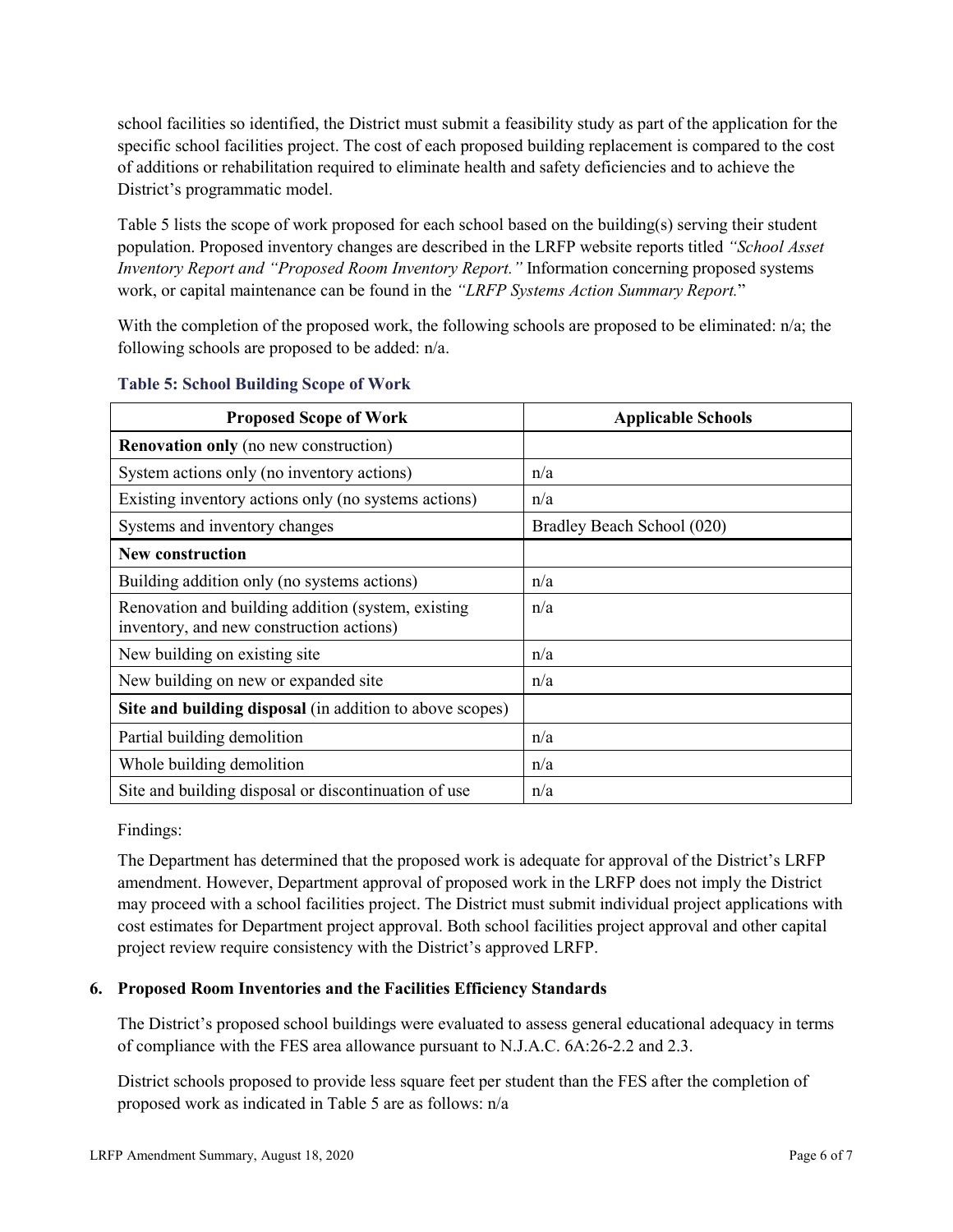school facilities so identified, the District must submit a feasibility study as part of the application for the specific school facilities project. The cost of each proposed building replacement is compared to the cost of additions or rehabilitation required to eliminate health and safety deficiencies and to achieve the District's programmatic model.

Table 5 lists the scope of work proposed for each school based on the building(s) serving their student population. Proposed inventory changes are described in the LRFP website reports titled *"School Asset Inventory Report and "Proposed Room Inventory Report."* Information concerning proposed systems work, or capital maintenance can be found in the *"LRFP Systems Action Summary Report."*

With the completion of the proposed work, the following schools are proposed to be eliminated: n/a; the following schools are proposed to be added: n/a.

**Table 5: School Building Scope of Work**

| Proposed Scope of Work | Applicable Schools |
|---|---|
| **Renovation only** (no new construction) | |
| System actions only (no inventory actions) | n/a |
| Existing inventory actions only (no systems actions) | n/a |
| Systems and inventory changes | Bradley Beach School (020) |
| **New construction** | |
| Building addition only (no systems actions) | n/a |
| Renovation and building addition (system, existing inventory, and new construction actions) | n/a |
| New building on existing site | n/a |
| New building on new or expanded site | n/a |
| **Site and building disposal** (in addition to above scopes) | |
| Partial building demolition | n/a |
| Whole building demolition | n/a |
| Site and building disposal or discontinuation of use | n/a |

Findings:

The Department has determined that the proposed work is adequate for approval of the District's LRFP amendment. However, Department approval of proposed work in the LRFP does not imply the District may proceed with a school facilities project. The District must submit individual project applications with cost estimates for Department project approval. Both school facilities project approval and other capital project review require consistency with the District's approved LRFP.

### 6. Proposed Room Inventories and the Facilities Efficiency Standards

The District's proposed school buildings were evaluated to assess general educational adequacy in terms of compliance with the FES area allowance pursuant to N.J.A.C. 6A:26-2.2 and 2.3.

District schools proposed to provide less square feet per student than the FES after the completion of proposed work as indicated in Table 5 are as follows: n/a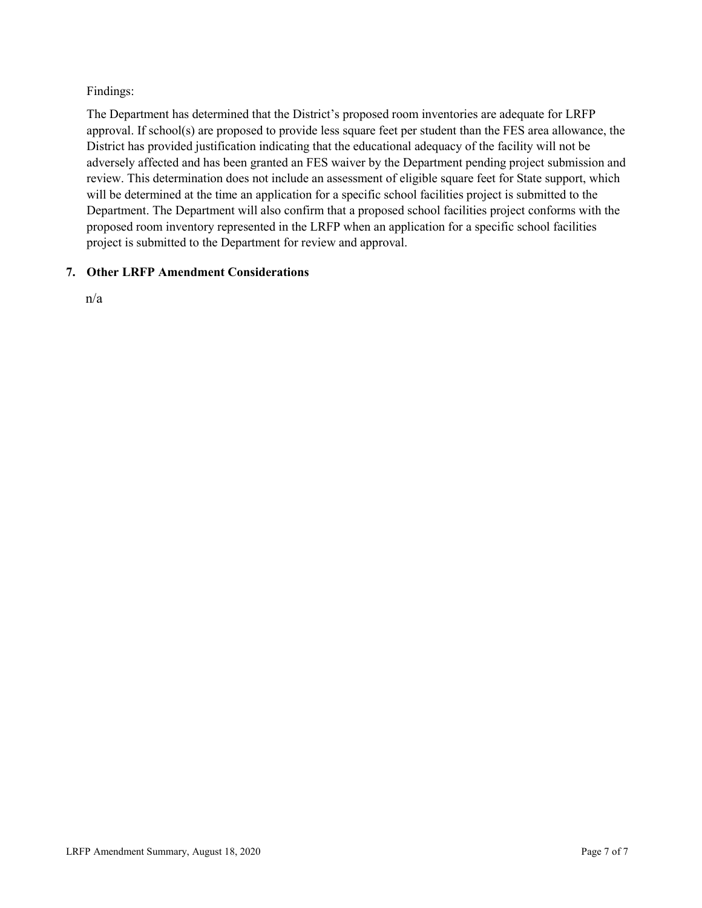Findings:

The Department has determined that the District's proposed room inventories are adequate for LRFP approval. If school(s) are proposed to provide less square feet per student than the FES area allowance, the District has provided justification indicating that the educational adequacy of the facility will not be adversely affected and has been granted an FES waiver by the Department pending project submission and review. This determination does not include an assessment of eligible square feet for State support, which will be determined at the time an application for a specific school facilities project is submitted to the Department. The Department will also confirm that a proposed school facilities project conforms with the proposed room inventory represented in the LRFP when an application for a specific school facilities project is submitted to the Department for review and approval.

## 7. Other LRFP Amendment Considerations

n/a